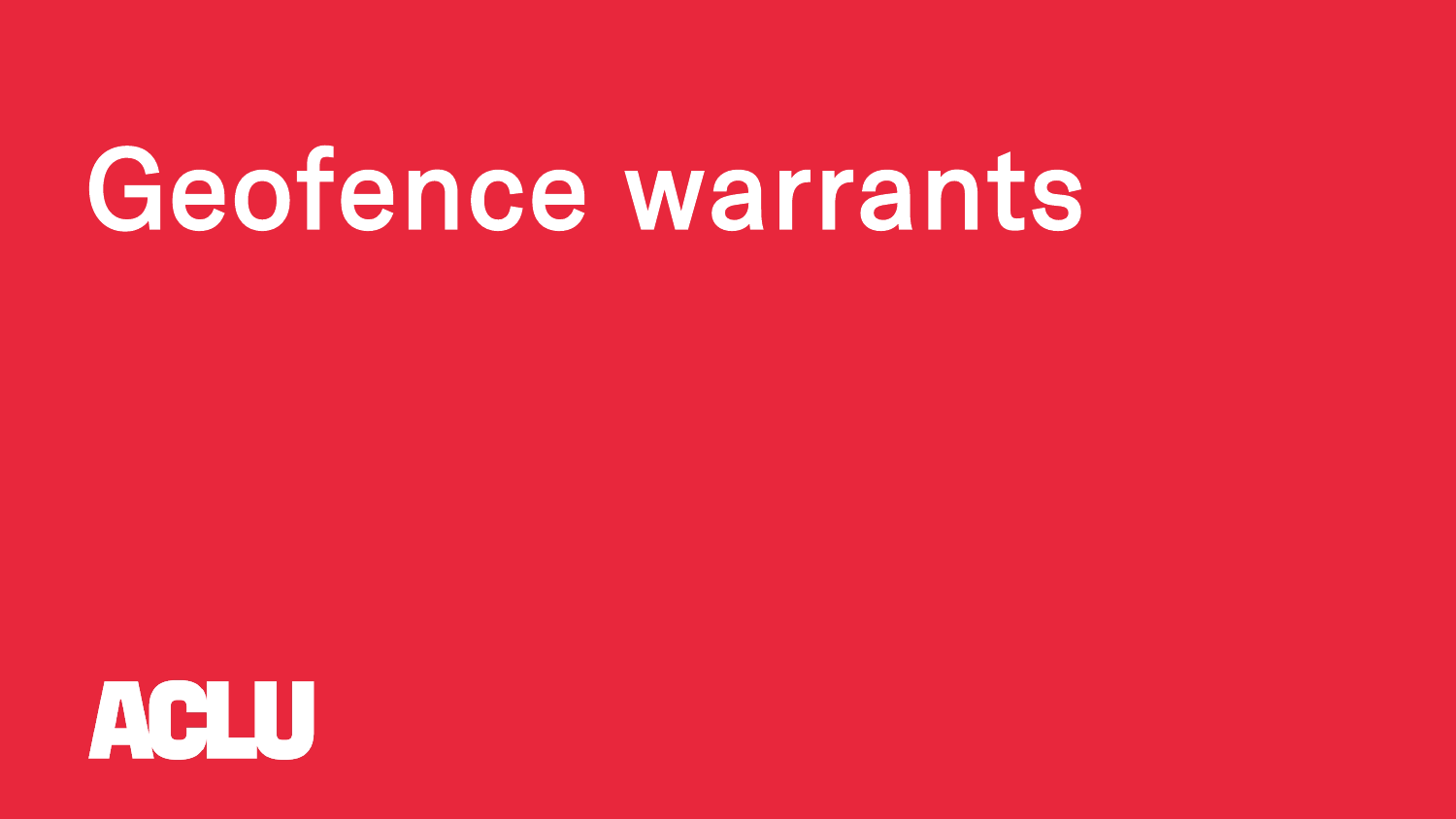# Geofence warrants

ACLU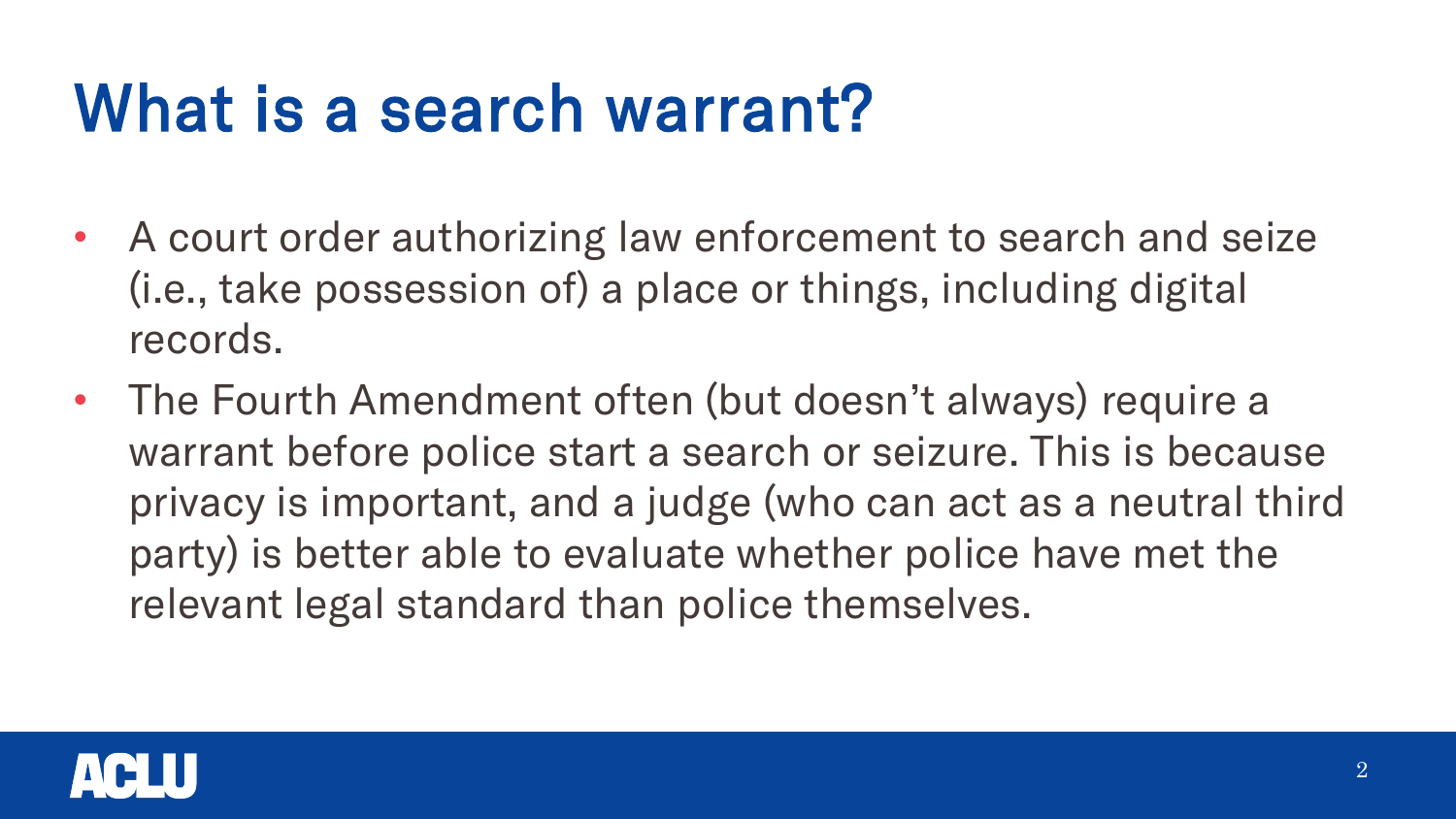# What is a search warrant?

- A court order authorizing law enforcement to search and seize (i.e., take possession of) a place or things, including digital records.
- The Fourth Amendment often (but doesn't always) require a warrant before police start a search or seizure. This is because privacy is important, and a judge (who can act as a neutral third party) is better able to evaluate whether police have met the relevant legal standard than police themselves.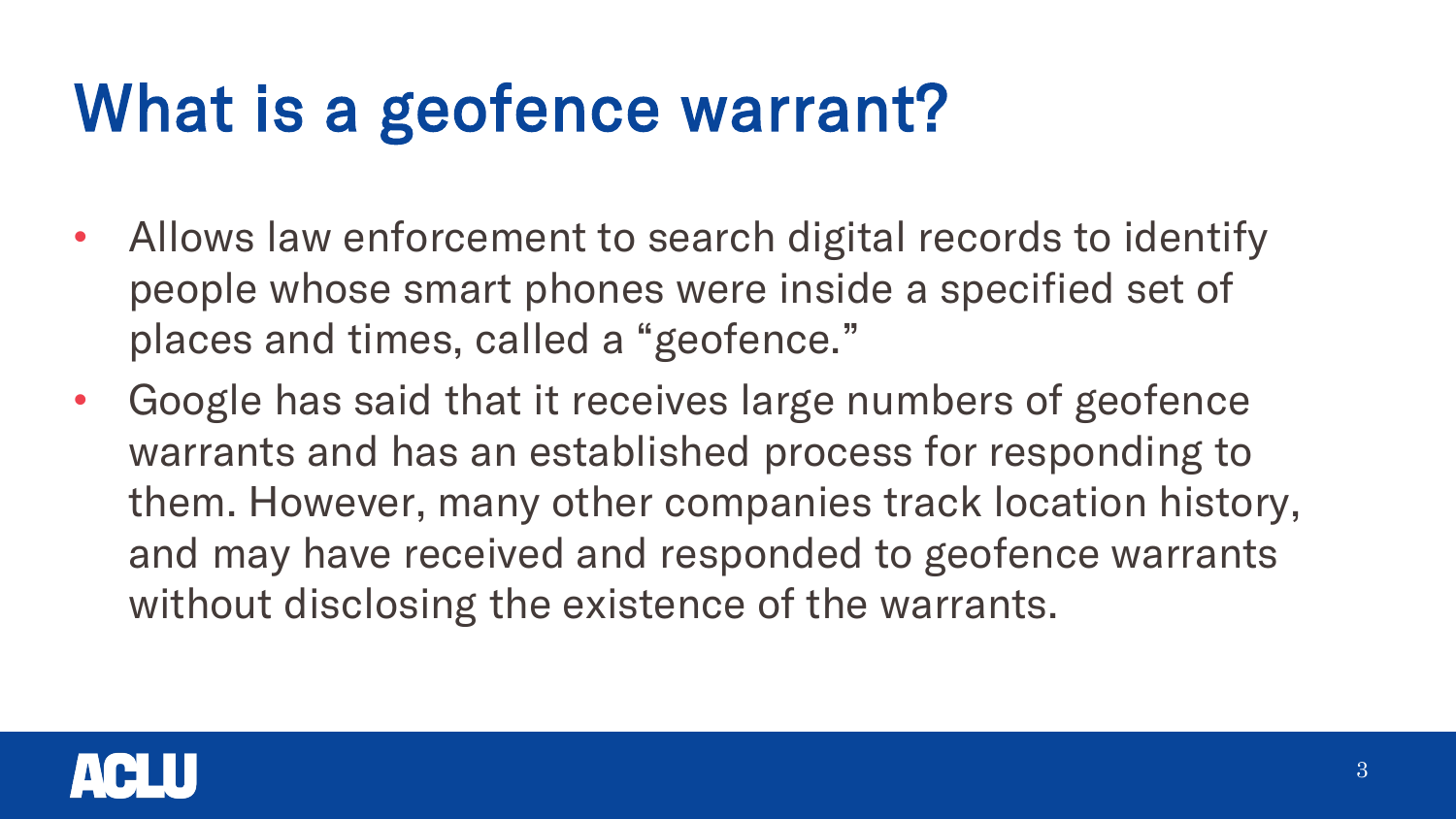# What is a geofence warrant?

- Allows law enforcement to search digital records to identify people whose smart phones were inside a specified set of places and times, called a "geofence."
- Google has said that it receives large numbers of geofence warrants and has an established process for responding to them. However, many other companies track location history, and may have received and responded to geofence warrants without disclosing the existence of the warrants.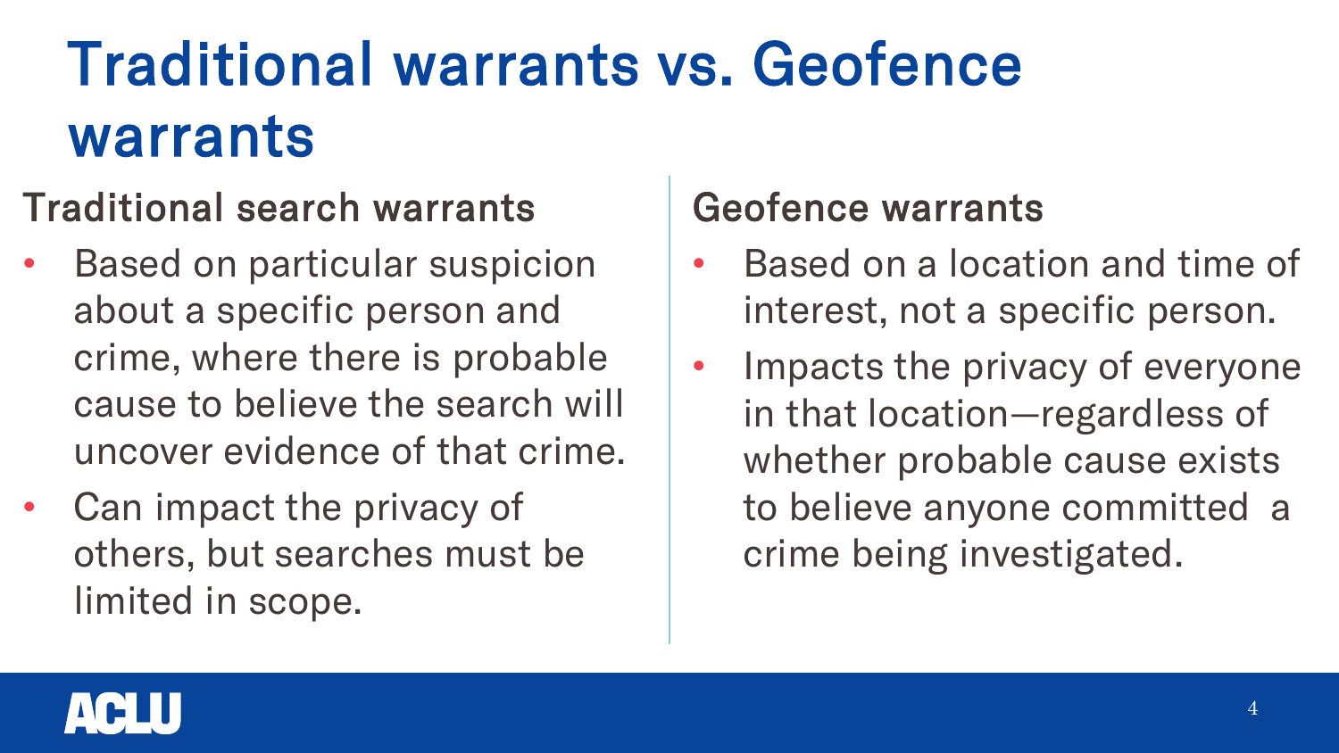# Traditional warrants vs. Geofence warrants

## Traditional search warrants

- Based on particular suspicion about a specific person and crime, where there is probable cause to believe the search will uncover evidence of that crime.
- Can impact the privacy of others, but searches must be limited in scope.

## Geofence warrants

- Based on a location and time of interest, not a specific person.
- Impacts the privacy of everyone in that location—regardless of whether probable cause exists to believe anyone committed a crime being investigated.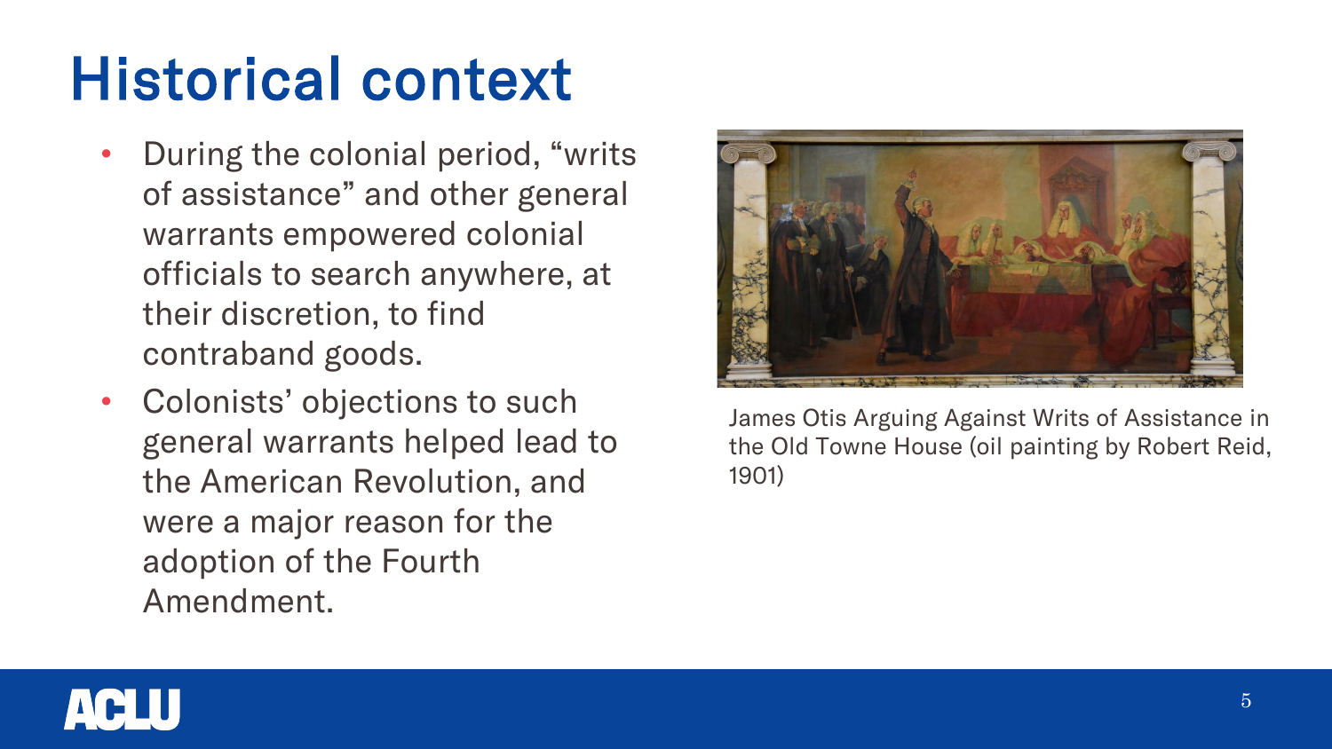# Historical context

- During the colonial period, "writs of assistance" and other general warrants empowered colonial officials to search anywhere, at their discretion, to find contraband goods.
- Colonists' objections to such general warrants helped lead to the American Revolution, and were a major reason for the adoption of the Fourth Amendment.

James Otis Arguing Against Writs of Assistance in the Old Towne House (oil painting by Robert Reid, 1901)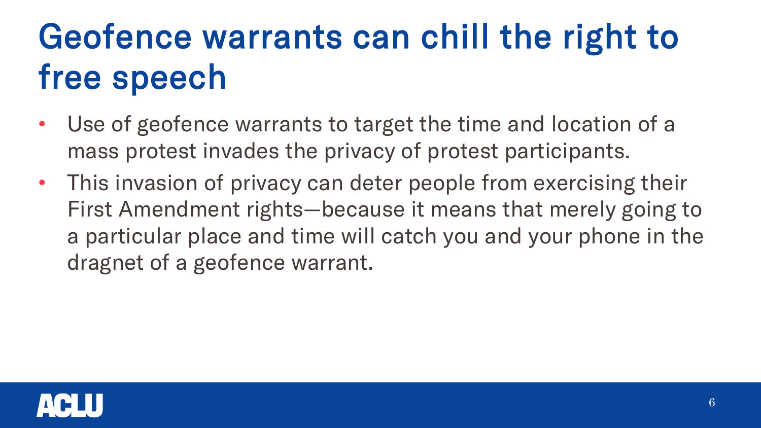# Geofence warrants can chill the right to free speech

- Use of geofence warrants to target the time and location of a mass protest invades the privacy of protest participants.
- This invasion of privacy can deter people from exercising their First Amendment rights—because it means that merely going to a particular place and time will catch you and your phone in the dragnet of a geofence warrant.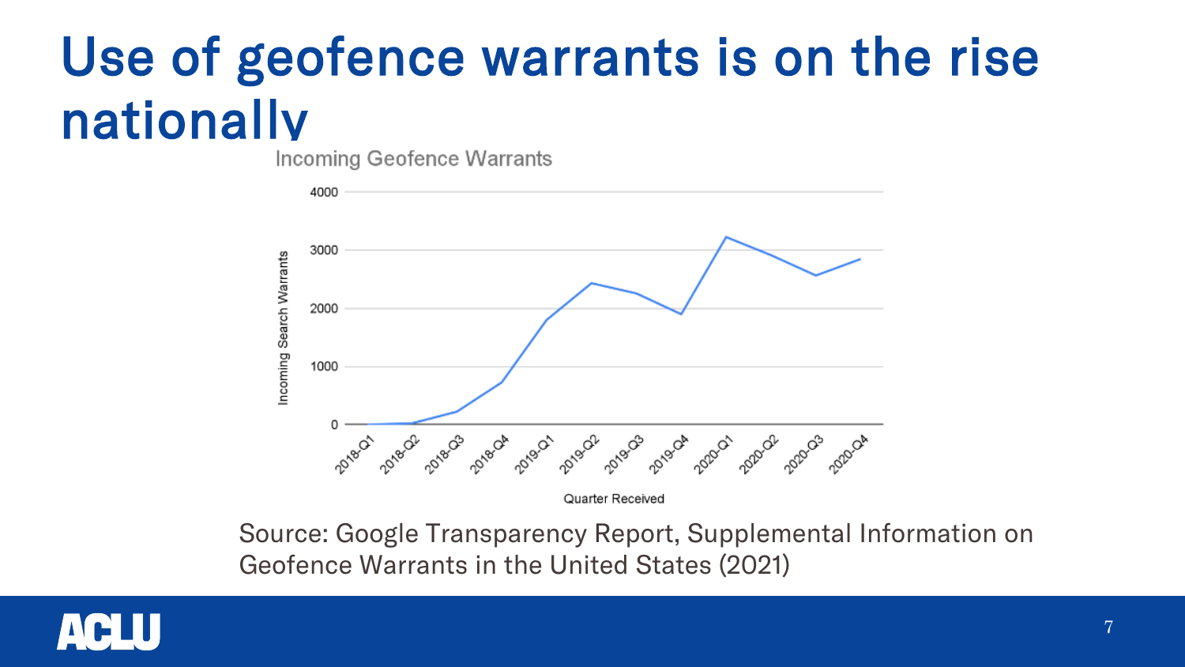# Use of geofence warrants is on the rise nationally

Incoming Geofence Warrants

Source: Google Transparency Report, Supplemental Information on Geofence Warrants in the United States (2021)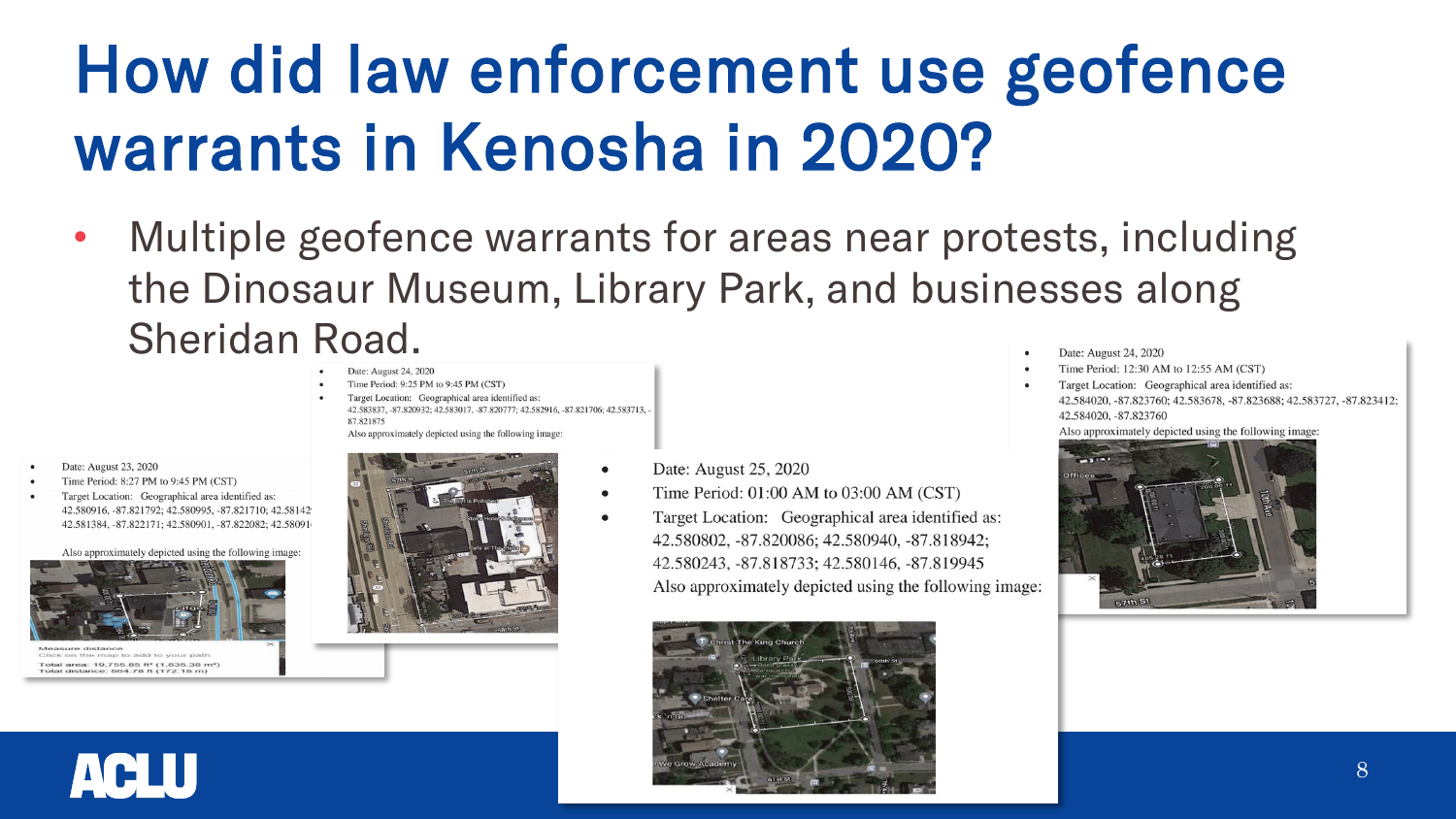# How did law enforcement use geofence warrants in Kenosha in 2020?

- Multiple geofence warrants for areas near protests, including the Dinosaur Museum, Library Park, and businesses along Sheridan Road.

- Date: August 23, 2020
- Time Period: 8:27 PM to 9:45 PM (CST)
- Target Location: Geographical area identified as: 42.580916, -87.821792; 42.580995, -87.821710; 42.58142 42.581384, -87.822171; 42.580901, -87.822082; 42.58091

Also approximately depicted using the following image:

Measure distance
Click on the map to add to your path
Total area: 19,755.85 ft² (1,835.38 m²)
Total distance: 564.78 ft (172.15 m)

- Date: August 24, 2020
- Time Period: 9:25 PM to 9:45 PM (CST)
- Target Location: Geographical area identified as: 42.583837, -87.820932; 42.583017, -87.820777; 42.582916, -87.821706; 42.583713, -87.821875

Also approximately depicted using the following image:

- Date: August 25, 2020
- Time Period: 01:00 AM to 03:00 AM (CST)
- Target Location: Geographical area identified as: 42.580802, -87.820086; 42.580940, -87.818942; 42.580243, -87.818733; 42.580146, -87.819945

Also approximately depicted using the following image:

- Date: August 24, 2020
- Time Period: 12:30 AM to 12:55 AM (CST)
- Target Location: Geographical area identified as: 42.584020, -87.823760; 42.583678, -87.823688; 42.583727, -87.823412; 42.584020, -87.823760

Also approximately depicted using the following image: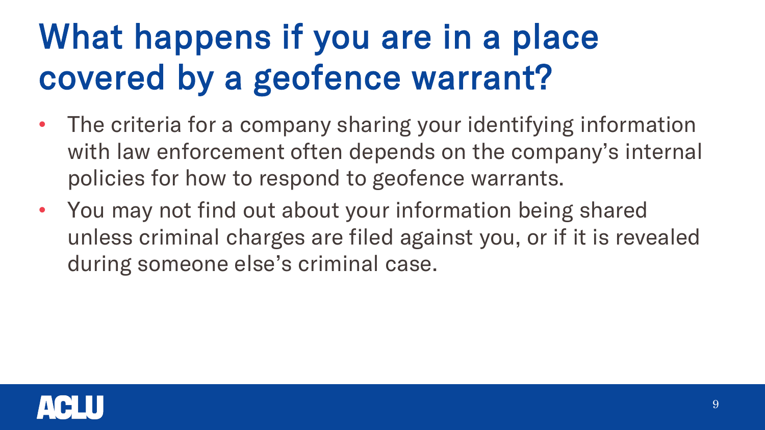# What happens if you are in a place covered by a geofence warrant?

- The criteria for a company sharing your identifying information with law enforcement often depends on the company's internal policies for how to respond to geofence warrants.
- You may not find out about your information being shared unless criminal charges are filed against you, or if it is revealed during someone else's criminal case.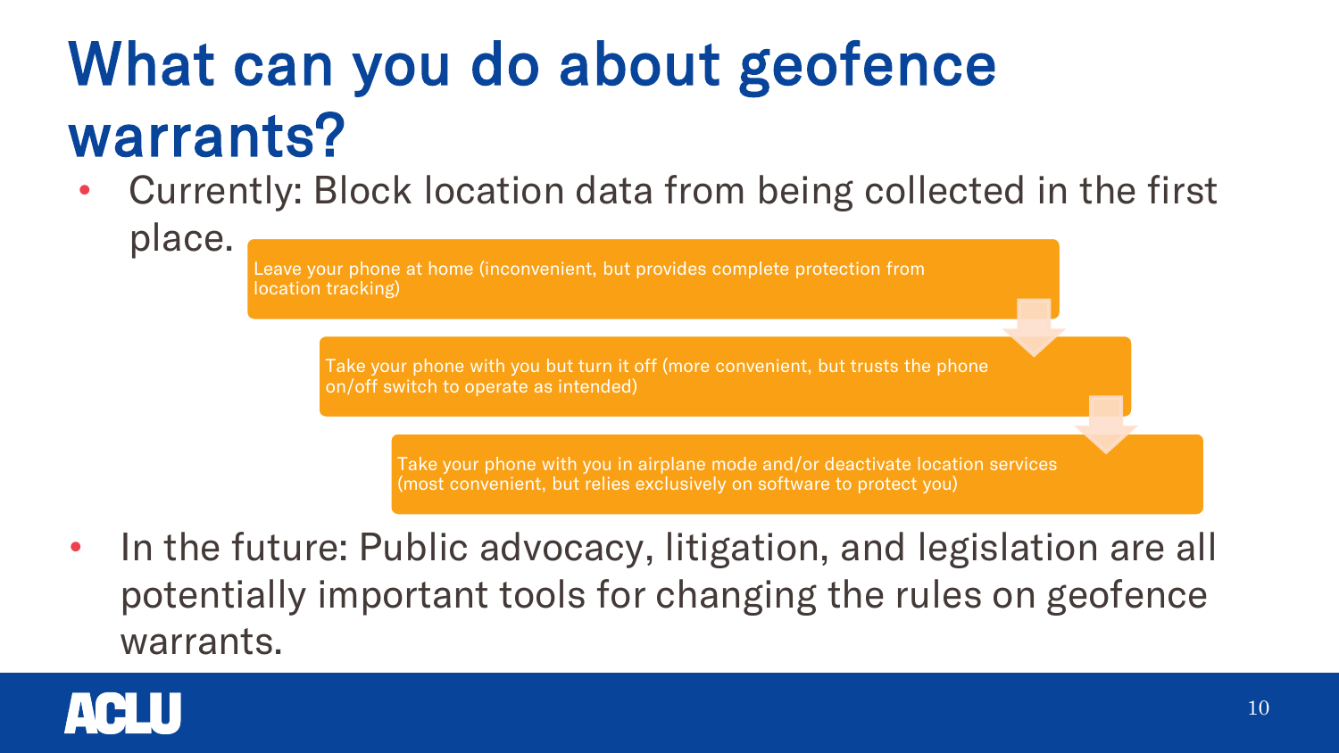# What can you do about geofence warrants?

- Currently: Block location data from being collected in the first place.
  - Leave your phone at home (inconvenient, but provides complete protection from location tracking)
  - Take your phone with you but turn it off (more convenient, but trusts the phone on/off switch to operate as intended)
  - Take your phone with you in airplane mode and/or deactivate location services (most convenient, but relies exclusively on software to protect you)
- In the future: Public advocacy, litigation, and legislation are all potentially important tools for changing the rules on geofence warrants.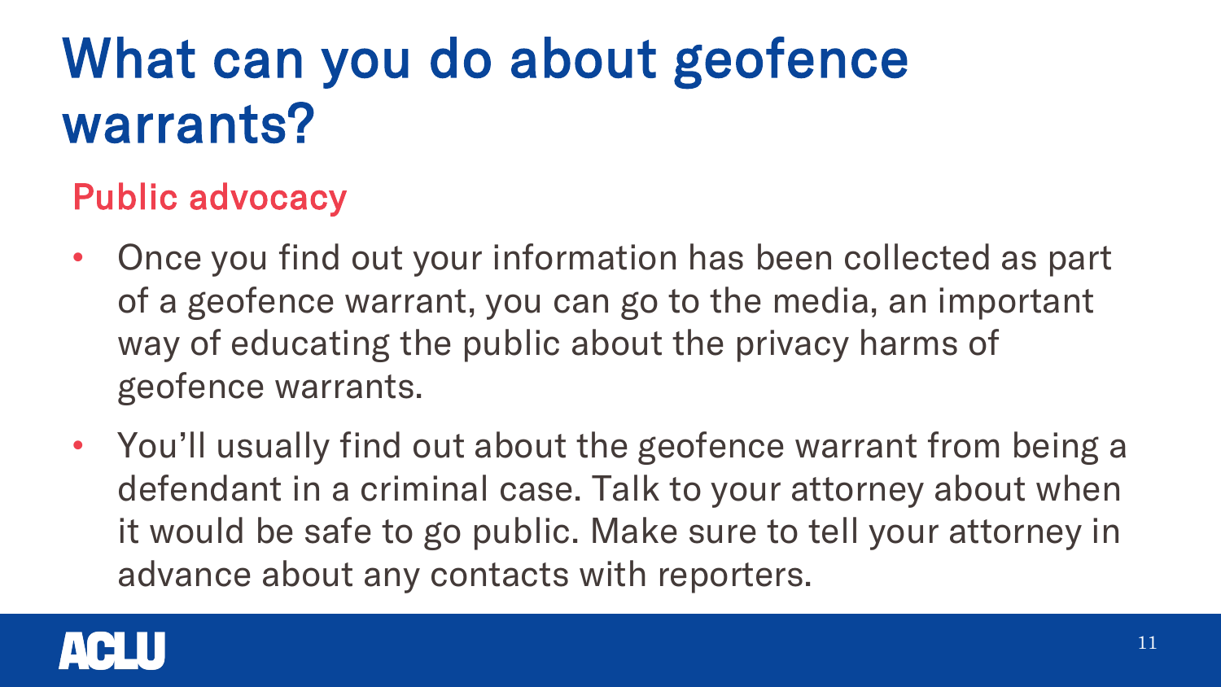# What can you do about geofence warrants?

## Public advocacy

- Once you find out your information has been collected as part of a geofence warrant, you can go to the media, an important way of educating the public about the privacy harms of geofence warrants.
- You'll usually find out about the geofence warrant from being a defendant in a criminal case. Talk to your attorney about when it would be safe to go public. Make sure to tell your attorney in advance about any contacts with reporters.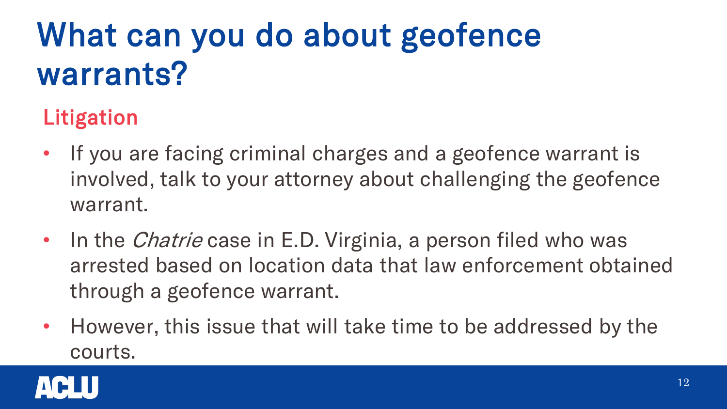# What can you do about geofence warrants?

## Litigation

- If you are facing criminal charges and a geofence warrant is involved, talk to your attorney about challenging the geofence warrant.
- In the *Chatrie* case in E.D. Virginia, a person filed who was arrested based on location data that law enforcement obtained through a geofence warrant.
- However, this issue that will take time to be addressed by the courts.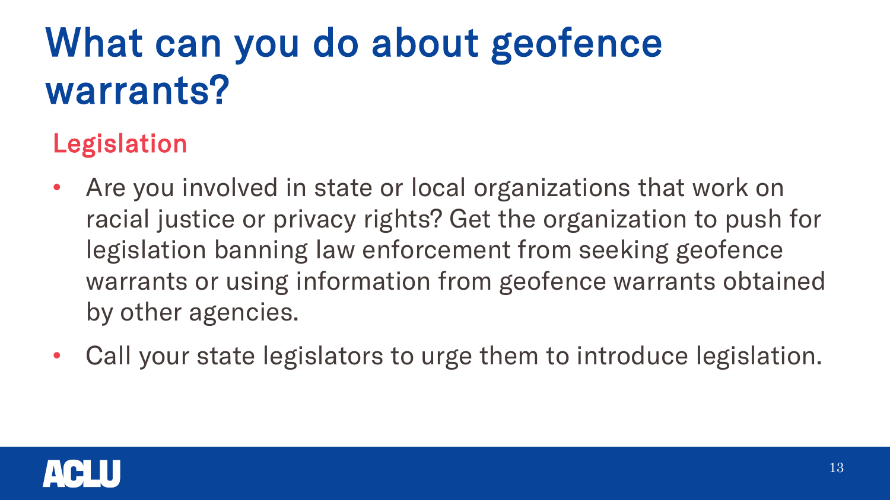# What can you do about geofence warrants?

## Legislation

- Are you involved in state or local organizations that work on racial justice or privacy rights? Get the organization to push for legislation banning law enforcement from seeking geofence warrants or using information from geofence warrants obtained by other agencies.
- Call your state legislators to urge them to introduce legislation.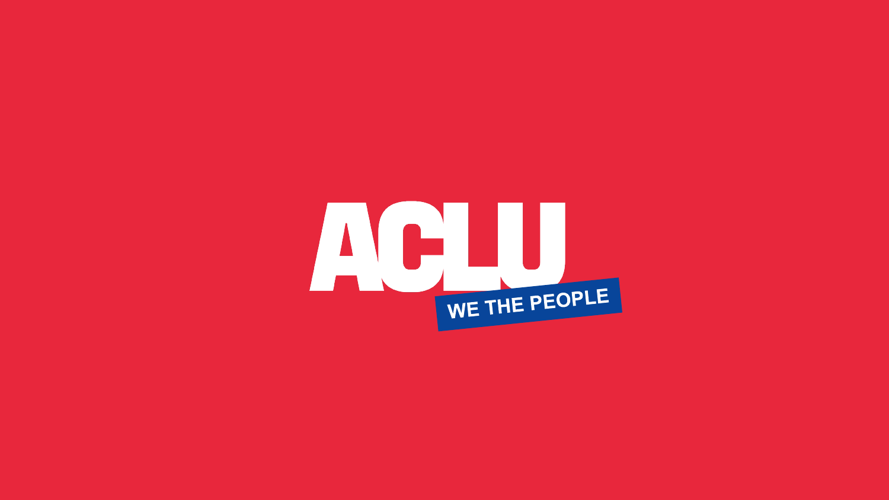ACLU

WE THE PEOPLE